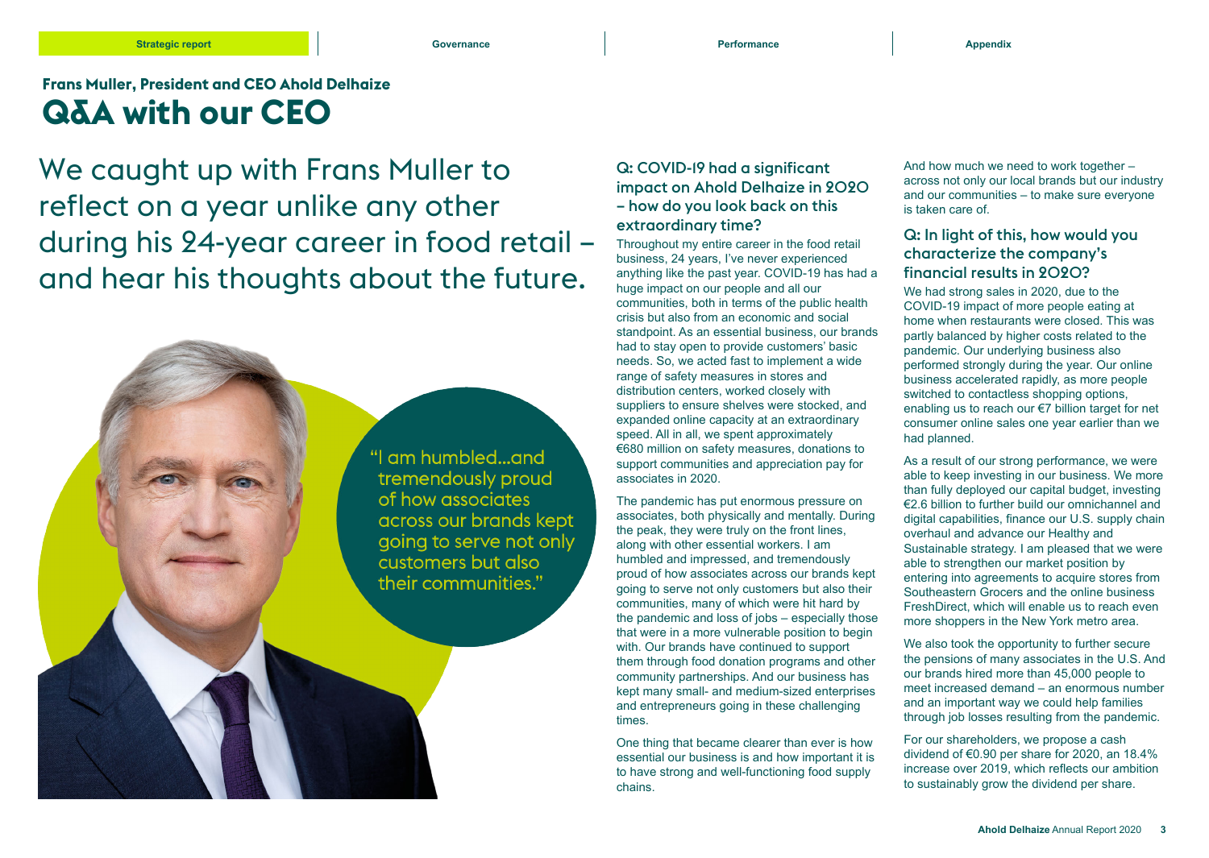## Frans Muller, President and CEO Ahold Delhaize

# Q&A with our CEO

We caught up with Frans Muller to reflect on a year unlike any other during his 24-year career in food retail – and hear his thoughts about the future.

"I am humbled...and tremendously proud of how associates across our brands kept going to serve not only customers but also their communities."

### Q: COVID-19 had a significant impact on Ahold Delhaize in 2020 – how do you look back on this extraordinary time?

Throughout my entire career in the food retail business, 24 years, I've never experienced anything like the past year. COVID-19 has had a huge impact on our people and all our communities, both in terms of the public health crisis but also from an economic and social standpoint. As an essential business, our brands had to stay open to provide customers' basic needs. So, we acted fast to implement a wide range of safety measures in stores and distribution centers, worked closely with suppliers to ensure shelves were stocked, and expanded online capacity at an extraordinary speed. All in all, we spent approximately €680 million on safety measures, donations to support communities and appreciation pay for associates in 2020.

The pandemic has put enormous pressure on associates, both physically and mentally. During the peak, they were truly on the front lines, along with other essential workers. I am humbled and impressed, and tremendously proud of how associates across our brands kept going to serve not only customers but also their communities, many of which were hit hard by the pandemic and loss of jobs – especially those that were in a more vulnerable position to begin with. Our brands have continued to support them through food donation programs and other community partnerships. And our business has kept many small- and medium-sized enterprises and entrepreneurs going in these challenging times.

One thing that became clearer than ever is how essential our business is and how important it is to have strong and well-functioning food supply chains.

And how much we need to work together – across not only our local brands but our industry and our communities – to make sure everyone is taken care of.

### Q: In light of this, how would you characterize the company's financial results in 2020?

We had strong sales in 2020, due to the COVID-19 impact of more people eating at home when restaurants were closed. This was partly balanced by higher costs related to the pandemic. Our underlying business also performed strongly during the year. Our online business accelerated rapidly, as more people switched to contactless shopping options, enabling us to reach our €7 billion target for net consumer online sales one year earlier than we had planned.

As a result of our strong performance, we were able to keep investing in our business. We more than fully deployed our capital budget, investing €2.6 billion to further build our omnichannel and digital capabilities, finance our U.S. supply chain overhaul and advance our Healthy and Sustainable strategy. I am pleased that we were able to strengthen our market position by entering into agreements to acquire stores from Southeastern Grocers and the online business FreshDirect, which will enable us to reach even more shoppers in the New York metro area.

We also took the opportunity to further secure the pensions of many associates in the U.S. And our brands hired more than 45,000 people to meet increased demand – an enormous number and an important way we could help families through job losses resulting from the pandemic.

For our shareholders, we propose a cash dividend of €0.90 per share for 2020, an 18.4% increase over 2019, which reflects our ambition to sustainably grow the dividend per share.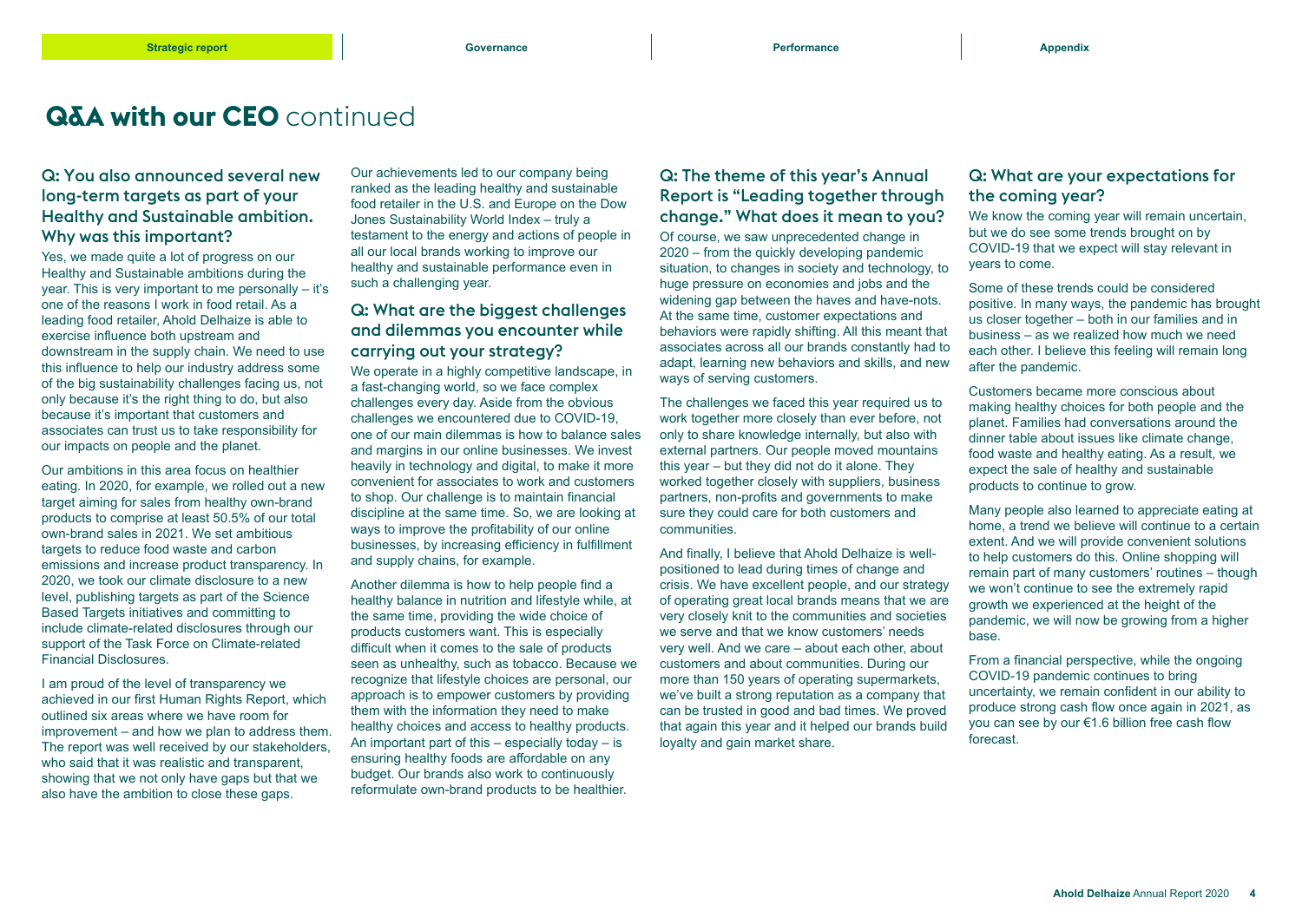# Q&A with our CEO continued

### Q: You also announced several new long-term targets as part of your Healthy and Sustainable ambition. Why was this important?

Yes, we made quite a lot of progress on our Healthy and Sustainable ambitions during the year. This is very important to me personally – it's one of the reasons I work in food retail. As a leading food retailer, Ahold Delhaize is able to exercise influence both upstream and downstream in the supply chain. We need to use this influence to help our industry address some of the big sustainability challenges facing us, not only because it's the right thing to do, but also because it's important that customers and associates can trust us to take responsibility for our impacts on people and the planet.

Our ambitions in this area focus on healthier eating. In 2020, for example, we rolled out a new target aiming for sales from healthy own-brand products to comprise at least 50.5% of our total own-brand sales in 2021. We set ambitious targets to reduce food waste and carbon emissions and increase product transparency. In 2020, we took our climate disclosure to a new level, publishing targets as part of the Science Based Targets initiatives and committing to include climate-related disclosures through our support of the Task Force on Climate-related Financial Disclosures.

I am proud of the level of transparency we achieved in our first Human Rights Report, which outlined six areas where we have room for improvement – and how we plan to address them. The report was well received by our stakeholders, who said that it was realistic and transparent, showing that we not only have gaps but that we also have the ambition to close these gaps.

Our achievements led to our company being ranked as the leading healthy and sustainable food retailer in the U.S. and Europe on the Dow Jones Sustainability World Index – truly a testament to the energy and actions of people in all our local brands working to improve our healthy and sustainable performance even in such a challenging year.

### Q: What are the biggest challenges and dilemmas you encounter while carrying out your strategy?

We operate in a highly competitive landscape, in a fast-changing world, so we face complex challenges every day. Aside from the obvious challenges we encountered due to COVID-19, one of our main dilemmas is how to balance sales and margins in our online businesses. We invest heavily in technology and digital, to make it more convenient for associates to work and customers to shop. Our challenge is to maintain financial discipline at the same time. So, we are looking at ways to improve the profitability of our online businesses, by increasing efficiency in fulfillment and supply chains, for example.

Another dilemma is how to help people find a healthy balance in nutrition and lifestyle while, at the same time, providing the wide choice of products customers want. This is especially difficult when it comes to the sale of products seen as unhealthy, such as tobacco. Because we recognize that lifestyle choices are personal, our approach is to empower customers by providing them with the information they need to make healthy choices and access to healthy products. An important part of this – especially today – is ensuring healthy foods are affordable on any budget. Our brands also work to continuously reformulate own-brand products to be healthier.

### Q: The theme of this year's Annual Report is "Leading together through change." What does it mean to you?

Of course, we saw unprecedented change in 2020 – from the quickly developing pandemic situation, to changes in society and technology, to huge pressure on economies and jobs and the widening gap between the haves and have-nots. At the same time, customer expectations and behaviors were rapidly shifting. All this meant that associates across all our brands constantly had to adapt, learning new behaviors and skills, and new ways of serving customers.

The challenges we faced this year required us to work together more closely than ever before, not only to share knowledge internally, but also with external partners. Our people moved mountains this year – but they did not do it alone. They worked together closely with suppliers, business partners, non-profits and governments to make sure they could care for both customers and communities.

And finally, I believe that Ahold Delhaize is well-positioned to lead during times of change and crisis. We have excellent people, and our strategy of operating great local brands means that we are very closely knit to the communities and societies we serve and that we know customers' needs very well. And we care – about each other, about customers and about communities. During our more than 150 years of operating supermarkets, we've built a strong reputation as a company that can be trusted in good and bad times. We proved that again this year and it helped our brands build loyalty and gain market share.

### Q: What are your expectations for the coming year?

We know the coming year will remain uncertain, but we do see some trends brought on by COVID-19 that we expect will stay relevant in years to come.

Some of these trends could be considered positive. In many ways, the pandemic has brought us closer together – both in our families and in business – as we realized how much we need each other. I believe this feeling will remain long after the pandemic.

Customers became more conscious about making healthy choices for both people and the planet. Families had conversations around the dinner table about issues like climate change, food waste and healthy eating. As a result, we expect the sale of healthy and sustainable products to continue to grow.

Many people also learned to appreciate eating at home, a trend we believe will continue to a certain extent. And we will provide convenient solutions to help customers do this. Online shopping will remain part of many customers' routines – though we won't continue to see the extremely rapid growth we experienced at the height of the pandemic, we will now be growing from a higher base.

From a financial perspective, while the ongoing COVID-19 pandemic continues to bring uncertainty, we remain confident in our ability to produce strong cash flow once again in 2021, as you can see by our €1.6 billion free cash flow forecast.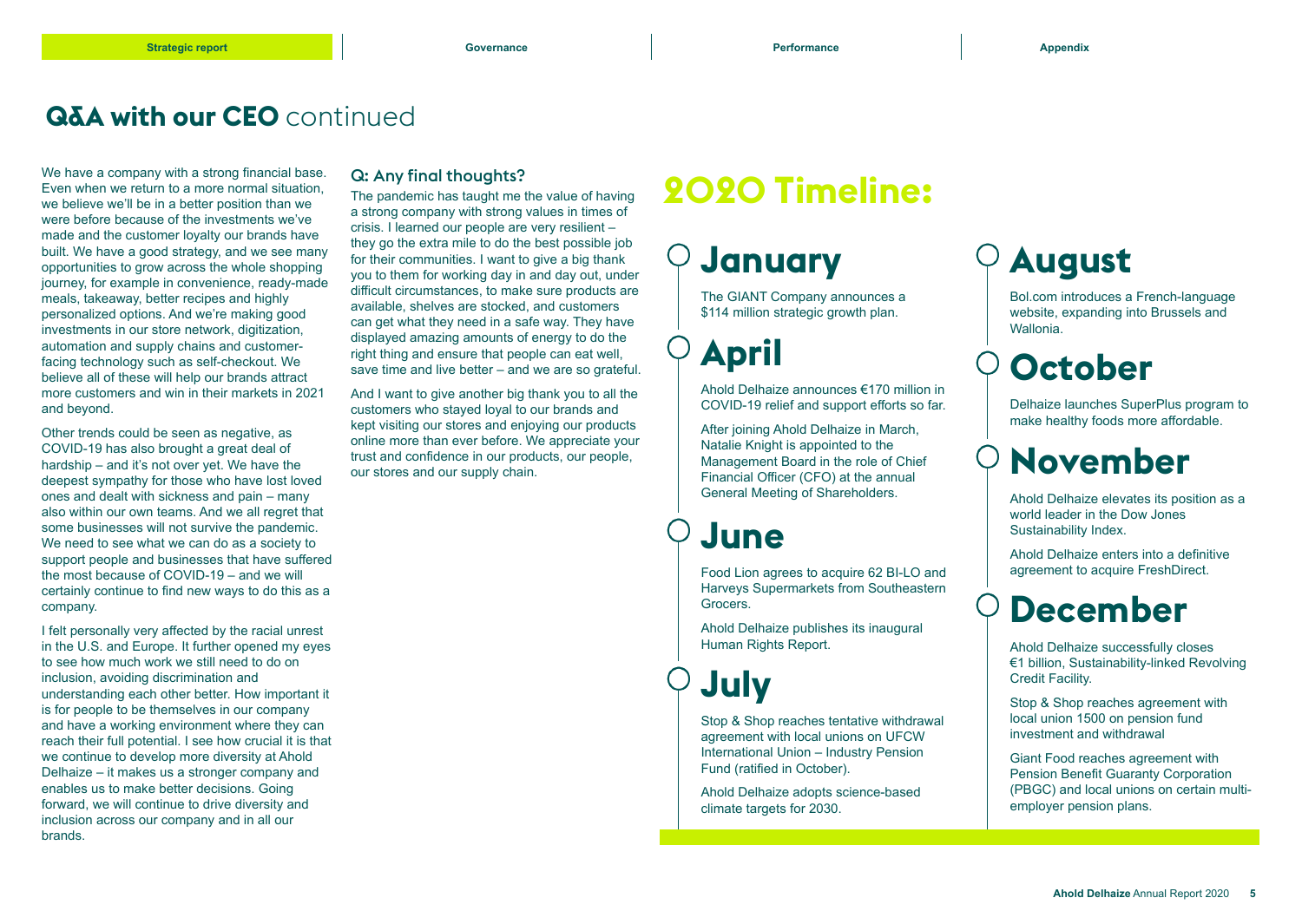# Q&A with our CEO continued

We have a company with a strong financial base. Even when we return to a more normal situation, we believe we'll be in a better position than we were before because of the investments we've made and the customer loyalty our brands have built. We have a good strategy, and we see many opportunities to grow across the whole shopping journey, for example in convenience, ready-made meals, takeaway, better recipes and highly personalized options. And we're making good investments in our store network, digitization, automation and supply chains and customer-facing technology such as self-checkout. We believe all of these will help our brands attract more customers and win in their markets in 2021 and beyond.

Other trends could be seen as negative, as COVID-19 has also brought a great deal of hardship – and it's not over yet. We have the deepest sympathy for those who have lost loved ones and dealt with sickness and pain – many also within our own teams. And we all regret that some businesses will not survive the pandemic. We need to see what we can do as a society to support people and businesses that have suffered the most because of COVID-19 – and we will certainly continue to find new ways to do this as a company.

I felt personally very affected by the racial unrest in the U.S. and Europe. It further opened my eyes to see how much work we still need to do on inclusion, avoiding discrimination and understanding each other better. How important it is for people to be themselves in our company and have a working environment where they can reach their full potential. I see how crucial it is that we continue to develop more diversity at Ahold Delhaize – it makes us a stronger company and enables us to make better decisions. Going forward, we will continue to drive diversity and inclusion across our company and in all our brands.

### Q: Any final thoughts?

The pandemic has taught me the value of having a strong company with strong values in times of crisis. I learned our people are very resilient – they go the extra mile to do the best possible job for their communities. I want to give a big thank you to them for working day in and day out, under difficult circumstances, to make sure products are available, shelves are stocked, and customers can get what they need in a safe way. They have displayed amazing amounts of energy to do the right thing and ensure that people can eat well, save time and live better – and we are so grateful.

And I want to give another big thank you to all the customers who stayed loyal to our brands and kept visiting our stores and enjoying our products online more than ever before. We appreciate your trust and confidence in our products, our people, our stores and our supply chain.

## 2020 Timeline:

### January

The GIANT Company announces a $114 million strategic growth plan.

### April

Ahold Delhaize announces €170 million in COVID-19 relief and support efforts so far.

After joining Ahold Delhaize in March, Natalie Knight is appointed to the Management Board in the role of Chief Financial Officer (CFO) at the annual General Meeting of Shareholders.

### June

Food Lion agrees to acquire 62 BI-LO and Harveys Supermarkets from Southeastern Grocers.

Ahold Delhaize publishes its inaugural Human Rights Report.

### July

Stop & Shop reaches tentative withdrawal agreement with local unions on UFCW International Union – Industry Pension Fund (ratified in October).

Ahold Delhaize adopts science-based climate targets for 2030.

### August

Bol.com introduces a French-language website, expanding into Brussels and Wallonia.

### October

Delhaize launches SuperPlus program to make healthy foods more affordable.

### November

Ahold Delhaize elevates its position as a world leader in the Dow Jones Sustainability Index.

Ahold Delhaize enters into a definitive agreement to acquire FreshDirect.

### December

Ahold Delhaize successfully closes €1 billion, Sustainability-linked Revolving Credit Facility.

Stop & Shop reaches agreement with local union 1500 on pension fund investment and withdrawal

Giant Food reaches agreement with Pension Benefit Guaranty Corporation (PBGC) and local unions on certain multi-employer pension plans.